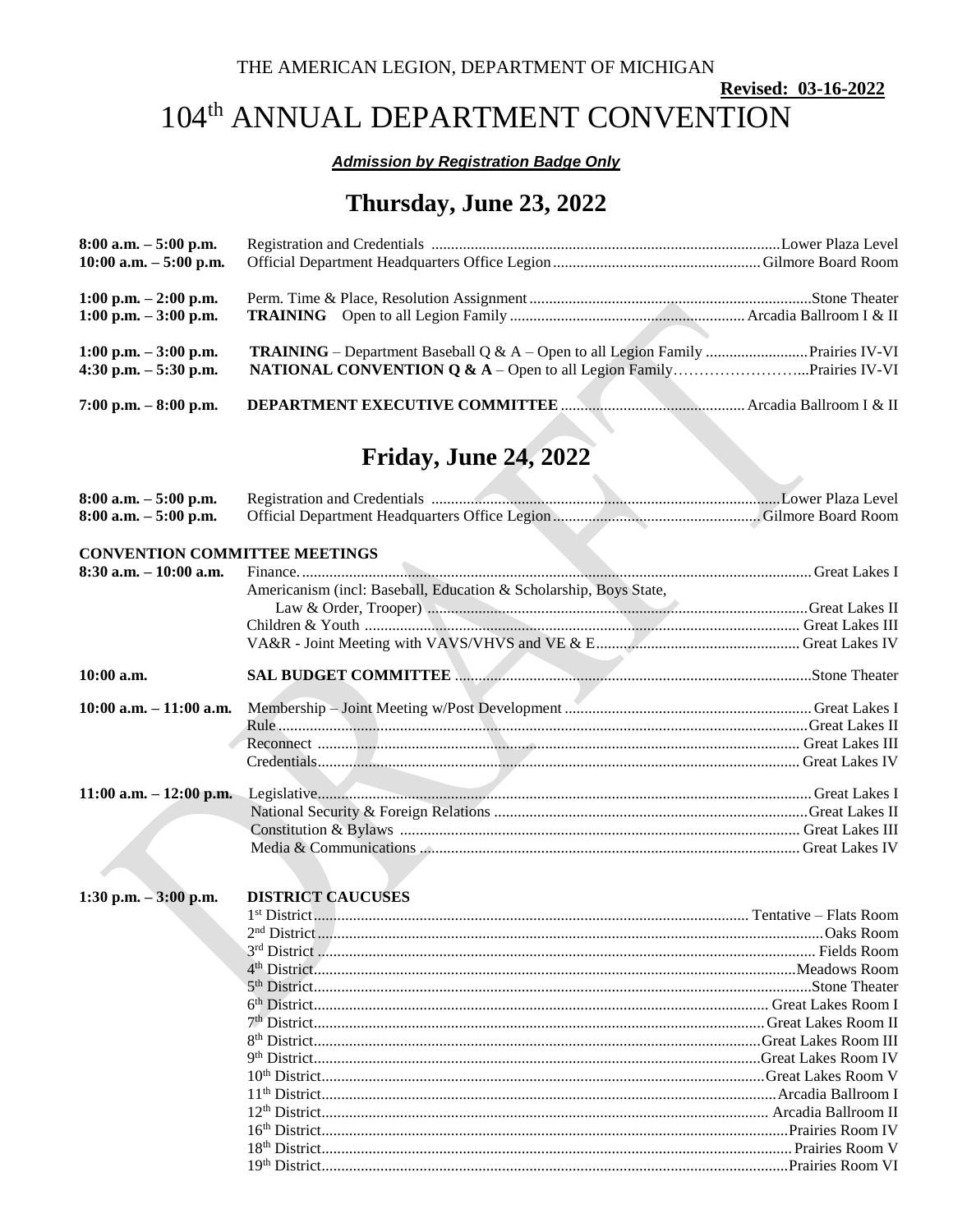THE AMERICAN LEGION, DEPARTMENT OF MICHIGAN

**Revised: 03-16-2022**

# 104th ANNUAL DEPARTMENT CONVENTION

***Admission by Registration Badge Only***

## Thursday, June 23, 2022

| | | |
|---|---|---|
| **8:00 a.m. – 5:00 p.m.** | Registration and Credentials | Lower Plaza Level |
| **10:00 a.m. – 5:00 p.m.** | Official Department Headquarters Office Legion | Gilmore Board Room |
| **1:00 p.m. – 2:00 p.m.** | Perm. Time & Place, Resolution Assignment | Stone Theater |
| **1:00 p.m. – 3:00 p.m.** | **TRAINING** Open to all Legion Family | Arcadia Ballroom I & II |
| **1:00 p.m. – 3:00 p.m.** | **TRAINING** – Department Baseball Q & A – Open to all Legion Family | Prairies IV-VI |
| **4:30 p.m. – 5:30 p.m.** | **NATIONAL CONVENTION Q & A** – Open to all Legion Family | Prairies IV-VI |
| **7:00 p.m. – 8:00 p.m.** | **DEPARTMENT EXECUTIVE COMMITTEE** | Arcadia Ballroom I & II |

## Friday, June 24, 2022

| | | |
|---|---|---|
| **8:00 a.m. – 5:00 p.m.** | Registration and Credentials | Lower Plaza Level |
| **8:00 a.m. – 5:00 p.m.** | Official Department Headquarters Office Legion | Gilmore Board Room |

**CONVENTION COMMITTEE MEETINGS**

| | | |
|---|---|---|
| **8:30 a.m. – 10:00 a.m.** | Finance | Great Lakes I |
| | Americanism (incl: Baseball, Education & Scholarship, Boys State, Law & Order, Trooper) | Great Lakes II |
| | Children & Youth | Great Lakes III |
| | VA&R - Joint Meeting with VAVS/VHVS and VE & E | Great Lakes IV |
| **10:00 a.m.** | **SAL BUDGET COMMITTEE** | Stone Theater |
| **10:00 a.m. – 11:00 a.m.** | Membership – Joint Meeting w/Post Development | Great Lakes I |
| | Rule | Great Lakes II |
| | Reconnect | Great Lakes III |
| | Credentials | Great Lakes IV |
| **11:00 a.m. – 12:00 p.m.** | Legislative | Great Lakes I |
| | National Security & Foreign Relations | Great Lakes II |
| | Constitution & Bylaws | Great Lakes III |
| | Media & Communications | Great Lakes IV |

| | | |
|---|---|---|
| **1:30 p.m. – 3:00 p.m.** | **DISTRICT CAUCUSES** | |
| | 1st District | Tentative – Flats Room |
| | 2nd District | Oaks Room |
| | 3rd District | Fields Room |
| | 4th District | Meadows Room |
| | 5th District | Stone Theater |
| | 6th District | Great Lakes Room I |
| | 7th District | Great Lakes Room II |
| | 8th District | Great Lakes Room III |
| | 9th District | Great Lakes Room IV |
| | 10th District | Great Lakes Room V |
| | 11th District | Arcadia Ballroom I |
| | 12th District | Arcadia Ballroom II |
| | 16th District | Prairies Room IV |
| | 18th District | Prairies Room V |
| | 19th District | Prairies Room VI |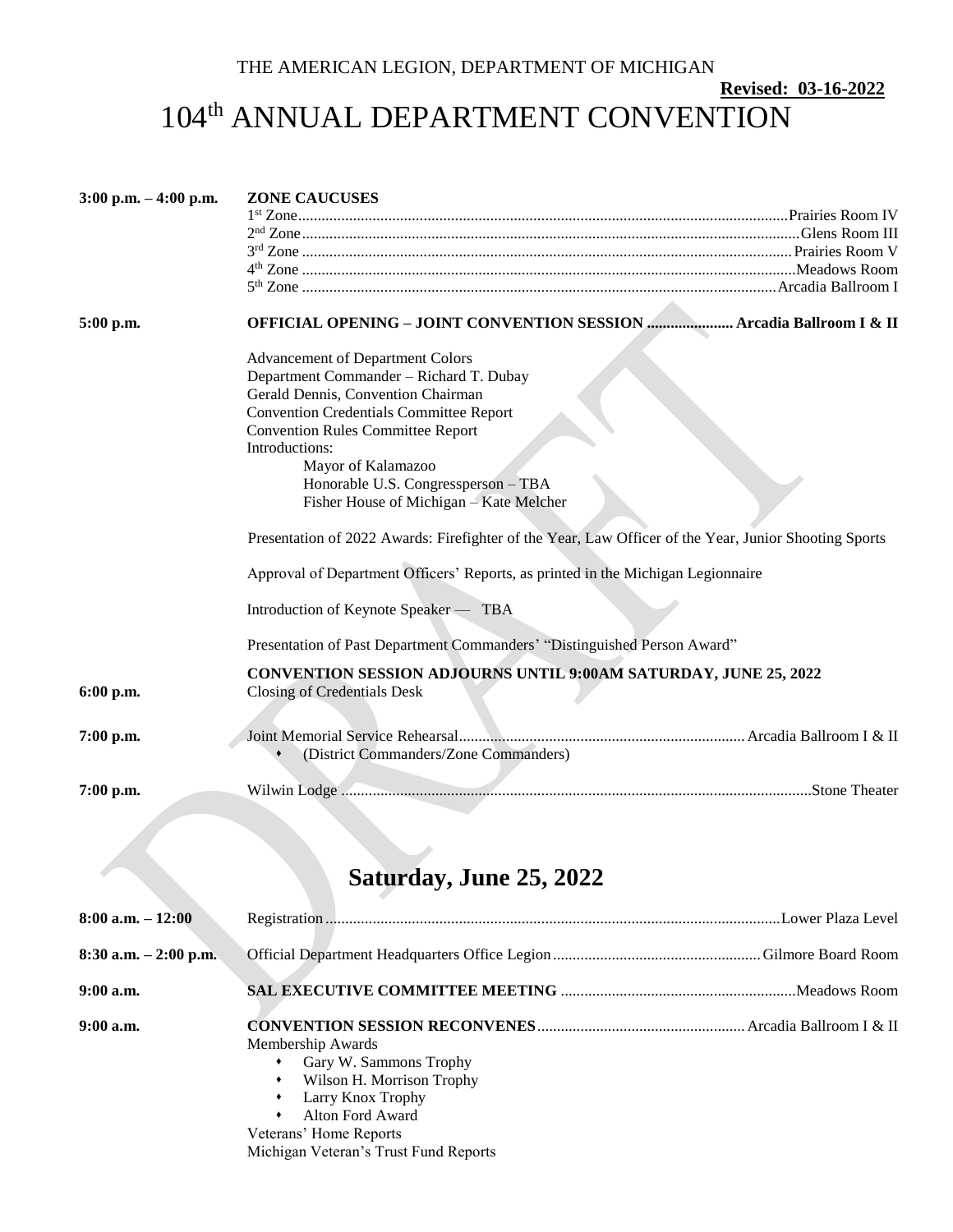THE AMERICAN LEGION, DEPARTMENT OF MICHIGAN

**Revised: 03-16-2022**

# 104th ANNUAL DEPARTMENT CONVENTION

| | |
|---|---|
| **3:00 p.m. – 4:00 p.m.** | **ZONE CAUCUSES**<br>1st Zone.......Prairies Room IV<br>2nd Zone.......Glens Room III<br>3rd Zone.......Prairies Room V<br>4th Zone.......Meadows Room<br>5th Zone.......Arcadia Ballroom I |
| **5:00 p.m.** | **OFFICIAL OPENING – JOINT CONVENTION SESSION ....... Arcadia Ballroom I & II**<br><br>Advancement of Department Colors<br>Department Commander – Richard T. Dubay<br>Gerald Dennis, Convention Chairman<br>Convention Credentials Committee Report<br>Convention Rules Committee Report<br>Introductions:<br>Mayor of Kalamazoo<br>Honorable U.S. Congressperson – TBA<br>Fisher House of Michigan – Kate Melcher<br><br>Presentation of 2022 Awards: Firefighter of the Year, Law Officer of the Year, Junior Shooting Sports<br><br>Approval of Department Officers' Reports, as printed in the Michigan Legionnaire<br><br>Introduction of Keynote Speaker — TBA<br><br>Presentation of Past Department Commanders' "Distinguished Person Award"<br><br>**CONVENTION SESSION ADJOURNS UNTIL 9:00AM SATURDAY, JUNE 25, 2022** |
| **6:00 p.m.** | Closing of Credentials Desk |
| **7:00 p.m.** | Joint Memorial Service Rehearsal.......Arcadia Ballroom I & II<br>• (District Commanders/Zone Commanders) |
| **7:00 p.m.** | Wilwin Lodge .......Stone Theater |

## Saturday, June 25, 2022

| | |
|---|---|
| **8:00 a.m. – 12:00** | Registration.......Lower Plaza Level |
| **8:30 a.m. – 2:00 p.m.** | Official Department Headquarters Office Legion.......Gilmore Board Room |
| **9:00 a.m.** | **SAL EXECUTIVE COMMITTEE MEETING** .......Meadows Room |
| **9:00 a.m.** | **CONVENTION SESSION RECONVENES**.......Arcadia Ballroom I & II<br>Membership Awards<br>• Gary W. Sammons Trophy<br>• Wilson H. Morrison Trophy<br>• Larry Knox Trophy<br>• Alton Ford Award<br>Veterans' Home Reports<br>Michigan Veteran's Trust Fund Reports |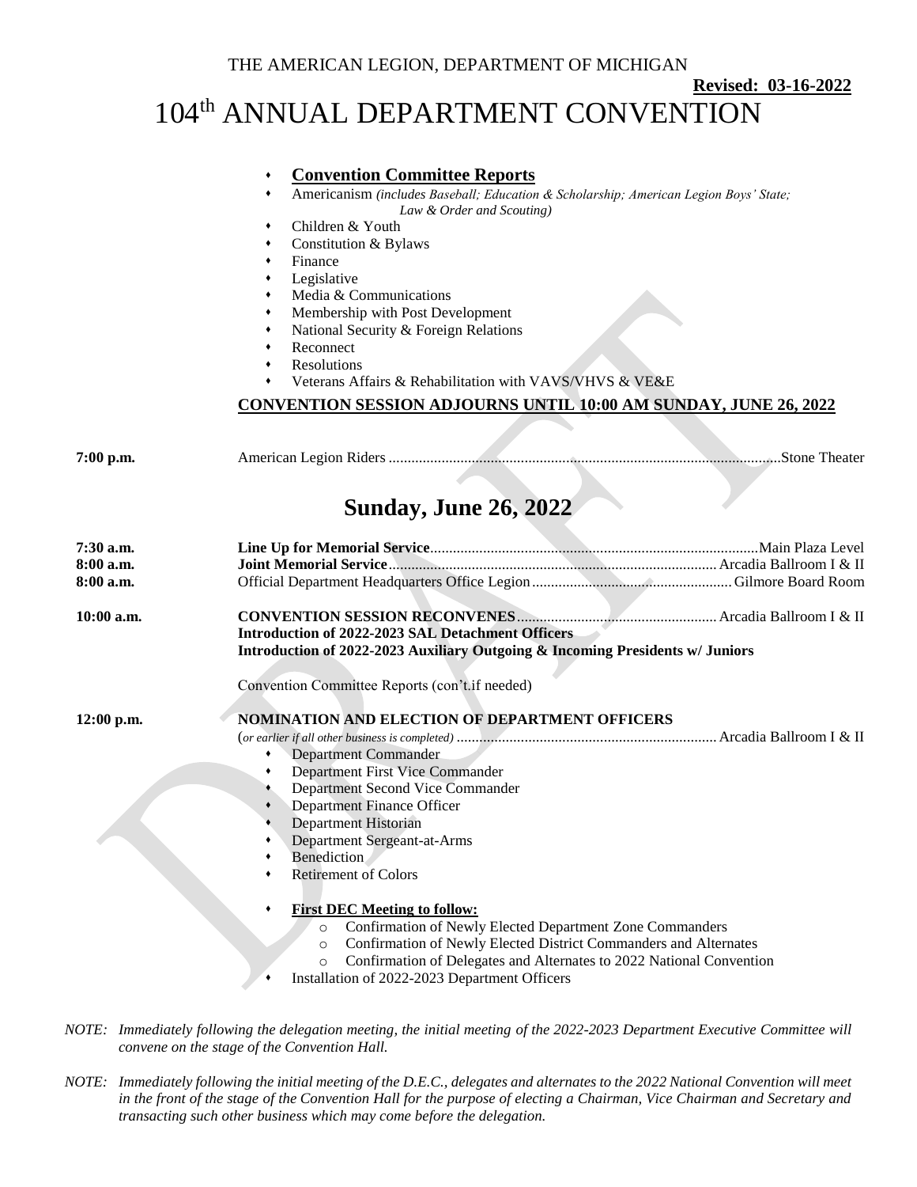THE AMERICAN LEGION, DEPARTMENT OF MICHIGAN

**Revised: 03-16-2022**

# 104th ANNUAL DEPARTMENT CONVENTION

- **Convention Committee Reports**
- Americanism *(includes Baseball; Education & Scholarship; American Legion Boys' State; Law & Order and Scouting)*
- Children & Youth
- Constitution & Bylaws
- Finance
- Legislative
- Media & Communications
- Membership with Post Development
- National Security & Foreign Relations
- Reconnect
- Resolutions
- Veterans Affairs & Rehabilitation with VAVS/VHVS & VE&E

**CONVENTION SESSION ADJOURNS UNTIL 10:00 AM SUNDAY, JUNE 26, 2022**

**7:00 p.m.** American Legion Riders .......... Stone Theater

## Sunday, June 26, 2022

**7:30 a.m.** **Line Up for Memorial Service** .......... Main Plaza Level

**8:00 a.m.** **Joint Memorial Service** .......... Arcadia Ballroom I & II

**8:00 a.m.** Official Department Headquarters Office Legion .......... Gilmore Board Room

**10:00 a.m.** **CONVENTION SESSION RECONVENES** .......... Arcadia Ballroom I & II

**Introduction of 2022-2023 SAL Detachment Officers**

**Introduction of 2022-2023 Auxiliary Outgoing & Incoming Presidents w/ Juniors**

Convention Committee Reports (con't.if needed)

**12:00 p.m.** **NOMINATION AND ELECTION OF DEPARTMENT OFFICERS**

(*or earlier if all other business is completed*) .......... Arcadia Ballroom I & II

- Department Commander
- Department First Vice Commander
- Department Second Vice Commander
- Department Finance Officer
- Department Historian
- Department Sergeant-at-Arms
- Benediction
- Retirement of Colors

- **First DEC Meeting to follow:**
  - Confirmation of Newly Elected Department Zone Commanders
  - Confirmation of Newly Elected District Commanders and Alternates
  - Confirmation of Delegates and Alternates to 2022 National Convention
- Installation of 2022-2023 Department Officers

*NOTE: Immediately following the delegation meeting, the initial meeting of the 2022-2023 Department Executive Committee will convene on the stage of the Convention Hall.*

*NOTE: Immediately following the initial meeting of the D.E.C., delegates and alternates to the 2022 National Convention will meet in the front of the stage of the Convention Hall for the purpose of electing a Chairman, Vice Chairman and Secretary and transacting such other business which may come before the delegation.*